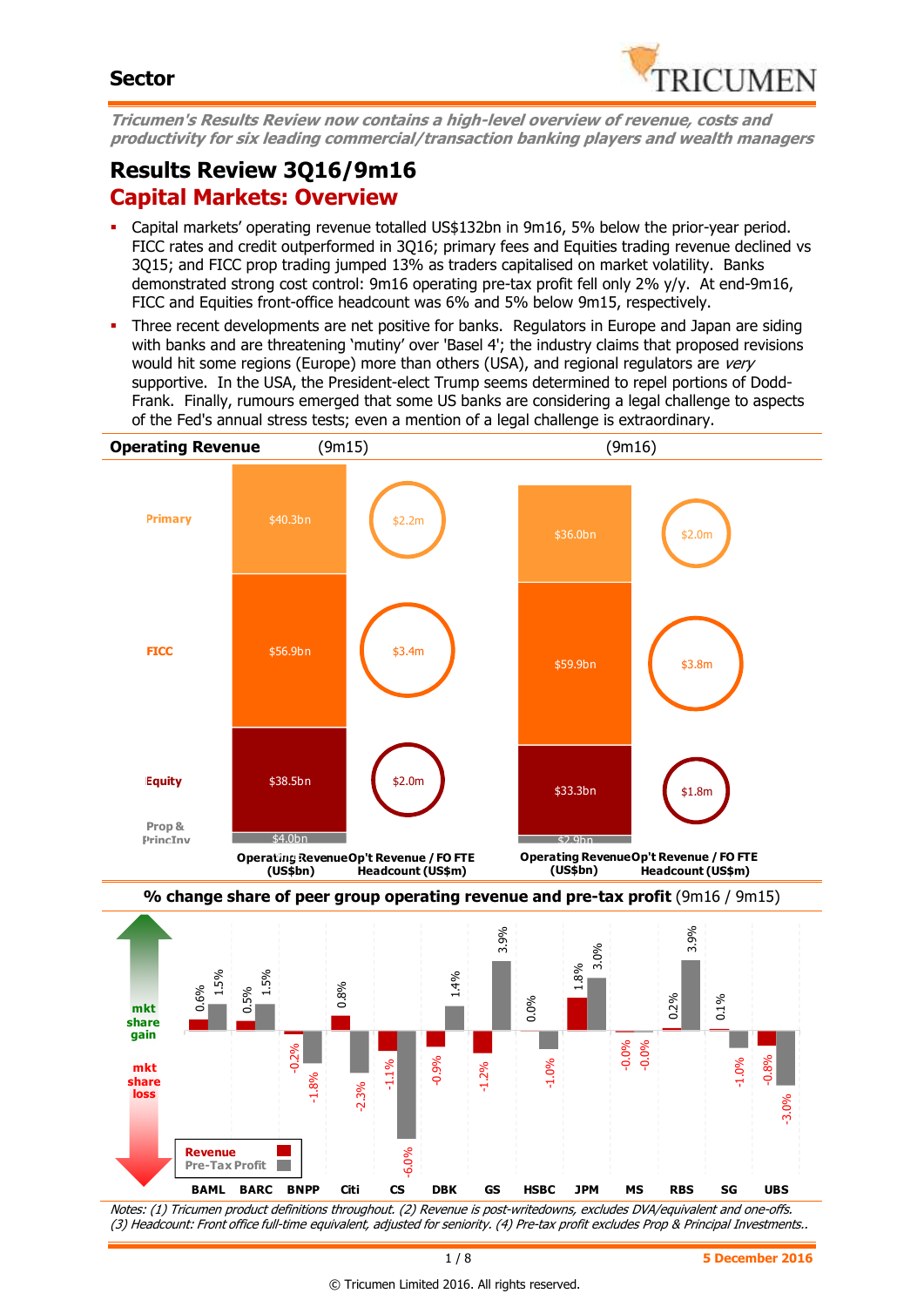# Sector

*Tricumen's Results Review now contains a high-level overview of revenue, costs and productivity for six leading commercial/transaction banking players and wealth managers*

## Results Review 3Q16/9m16

## Capital Markets: Overview

- Capital markets' operating revenue totalled US$132bn in 9m16, 5% below the prior-year period. FICC rates and credit outperformed in 3Q16; primary fees and Equities trading revenue declined vs 3Q15; and FICC prop trading jumped 13% as traders capitalised on market volatility. Banks demonstrated strong cost control: 9m16 operating pre-tax profit fell only 2% y/y. At end-9m16, FICC and Equities front-office headcount was 6% and 5% below 9m15, respectively.
- Three recent developments are net positive for banks. Regulators in Europe and Japan are siding with banks and are threatening 'mutiny' over 'Basel 4'; the industry claims that proposed revisions would hit some regions (Europe) more than others (USA), and regional regulators are *very* supportive. In the USA, the President-elect Trump seems determined to repel portions of Dodd-Frank. Finally, rumours emerged that some US banks are considering a legal challenge to aspects of the Fed's annual stress tests; even a mention of a legal challenge is extraordinary.

**Operating Revenue**

| | 9m15 Operating Revenue (US$bn) | 9m15 Op't Revenue / FO FTE Headcount (US$m) | 9m16 Operating Revenue (US$bn) | 9m16 Op't Revenue / FO FTE Headcount (US$m) |
|---|---|---|---|---|
| Primary | $40.3bn | $2.2m | $36.0bn | $2.0m |
| FICC | $56.9bn | $3.4m | $59.9bn | $3.8m |
| Equity | $38.5bn | $2.0m | $33.3bn | $1.8m |
| Prop & PrincInv | $4.0bn | | $2.9bn | |

**% change share of peer group operating revenue and pre-tax profit** (9m16 / 9m15)

| | Revenue | Pre-Tax Profit |
|---|---|---|
| BAML | 0.6% | 1.5% |
| BARC | 0.5% | 1.5% |
| BNPP | -0.2% | -1.8% |
| Citi | 0.8% | -2.3% |
| CS | -1.1% | -6.0% |
| DBK | -0.9% | 1.4% |
| GS | -1.2% | 3.9% |
| HSBC | 0.0% | -1.0% |
| JPM | 1.8% | 3.0% |
| MS | -0.0% | -0.0% |
| RBS | 0.2% | 3.9% |
| SG | 0.1% | -1.0% |
| UBS | -0.8% | -3.0% |

*Notes: (1) Tricumen product definitions throughout. (2) Revenue is post-writedowns, excludes DVA/equivalent and one-offs. (3) Headcount: Front office full-time equivalent, adjusted for seniority. (4) Pre-tax profit excludes Prop & Principal Investments..*

**5 December 2016**

© Tricumen Limited 2016. All rights reserved.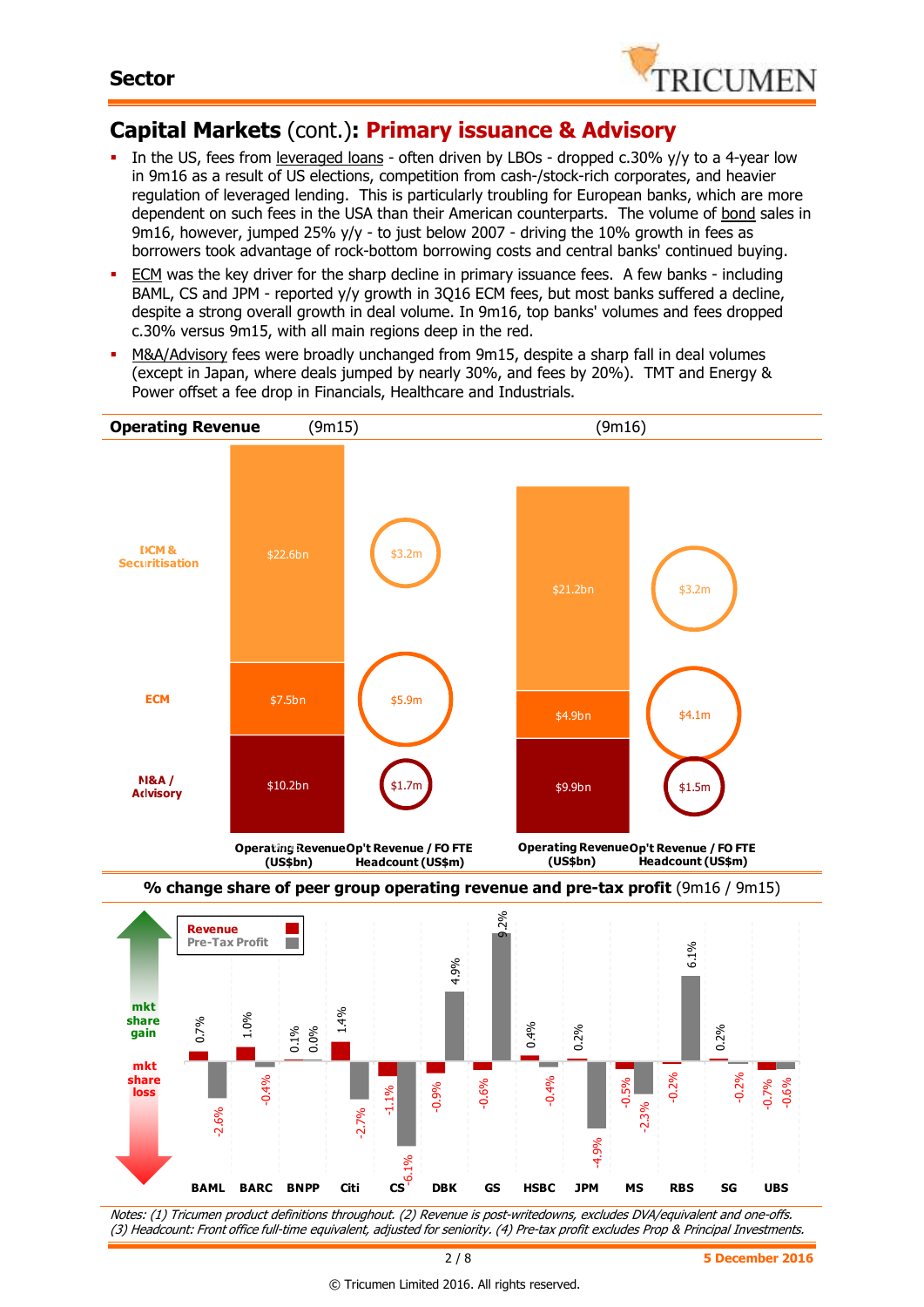## Capital Markets (cont.): Primary issuance & Advisory

- In the US, fees from leveraged loans - often driven by LBOs - dropped c.30% y/y to a 4-year low in 9m16 as a result of US elections, competition from cash-/stock-rich corporates, and heavier regulation of leveraged lending. This is particularly troubling for European banks, which are more dependent on such fees in the USA than their American counterparts. The volume of bond sales in 9m16, however, jumped 25% y/y - to just below 2007 - driving the 10% growth in fees as borrowers took advantage of rock-bottom borrowing costs and central banks' continued buying.
- ECM was the key driver for the sharp decline in primary issuance fees. A few banks - including BAML, CS and JPM - reported y/y growth in 3Q16 ECM fees, but most banks suffered a decline, despite a strong overall growth in deal volume. In 9m16, top banks' volumes and fees dropped c.30% versus 9m15, with all main regions deep in the red.
- M&A/Advisory fees were broadly unchanged from 9m15, despite a sharp fall in deal volumes (except in Japan, where deals jumped by nearly 30%, and fees by 20%). TMT and Energy & Power offset a fee drop in Financials, Healthcare and Industrials.

**Operating Revenue**

| | 9m15 Operating Revenue (US$bn) | 9m15 Op't Revenue / FO FTE Headcount (US$m) | 9m16 Operating Revenue (US$bn) | 9m16 Op't Revenue / FO FTE Headcount (US$m) |
|---|---|---|---|---|
| DCM & Securitisation | $22.6bn | $3.2m | $21.2bn | $3.2m |
| ECM | $7.5bn | $5.9m | $4.9bn | $4.1m |
| M&A / Advisory | $10.2bn | $1.7m | $9.9bn | $1.5m |

**% change share of peer group operating revenue and pre-tax profit** (9m16 / 9m15)

| | BAML | BARC | BNPP | Citi | CS | DBK | GS | HSBC | JPM | MS | RBS | SG | UBS |
|---|---|---|---|---|---|---|---|---|---|---|---|---|---|
| Revenue | 0.7% | 1.0% | 0.1% | 1.4% | -1.1% | -0.9% | -0.6% | 0.4% | 0.2% | -0.5% | -0.2% | 0.2% | -0.7% |
| Pre-Tax Profit | -2.6% | -0.4% | 0.0% | -2.7% | -6.1% | 4.9% | 9.2% | -0.4% | -4.9% | -2.3% | 6.1% | -0.2% | -0.6% |

*Notes: (1) Tricumen product definitions throughout. (2) Revenue is post-writedowns, excludes DVA/equivalent and one-offs. (3) Headcount: Front office full-time equivalent, adjusted for seniority. (4) Pre-tax profit excludes Prop & Principal Investments.*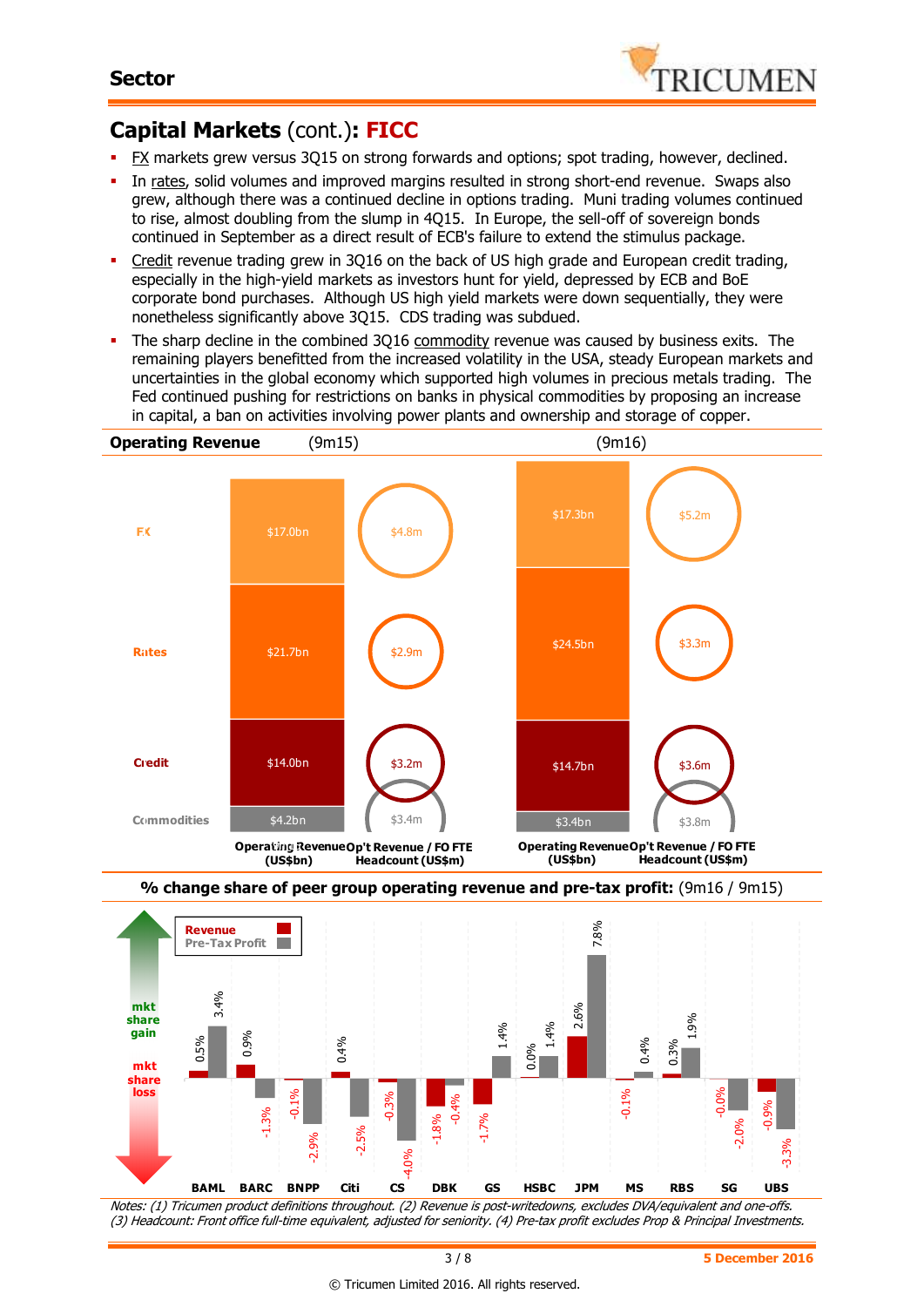## Capital Markets (cont.): FICC

- FX markets grew versus 3Q15 on strong forwards and options; spot trading, however, declined.
- In rates, solid volumes and improved margins resulted in strong short-end revenue. Swaps also grew, although there was a continued decline in options trading. Muni trading volumes continued to rise, almost doubling from the slump in 4Q15. In Europe, the sell-off of sovereign bonds continued in September as a direct result of ECB's failure to extend the stimulus package.
- Credit revenue trading grew in 3Q16 on the back of US high grade and European credit trading, especially in the high-yield markets as investors hunt for yield, depressed by ECB and BoE corporate bond purchases. Although US high yield markets were down sequentially, they were nonetheless significantly above 3Q15. CDS trading was subdued.
- The sharp decline in the combined 3Q16 commodity revenue was caused by business exits. The remaining players benefitted from the increased volatility in the USA, steady European markets and uncertainties in the global economy which supported high volumes in precious metals trading. The Fed continued pushing for restrictions on banks in physical commodities by proposing an increase in capital, a ban on activities involving power plants and ownership and storage of copper.

**Operating Revenue**

| | (9m15) Operating Revenue (US$bn) | (9m15) Op't Revenue / FO FTE Headcount (US$m) | (9m16) Operating Revenue (US$bn) | (9m16) Op't Revenue / FO FTE Headcount (US$m) |
|---|---|---|---|---|
| FX | $17.0bn | $4.8m | $17.3bn | $5.2m |
| Rates | $21.7bn | $2.9m | $24.5bn | $3.3m |
| Credit | $14.0bn | $3.2m | $14.7bn | $3.6m |
| Commodities | $4.2bn | $3.4m | $3.4bn | $3.8m |

**% change share of peer group operating revenue and pre-tax profit:** (9m16 / 9m15)

| | BAML | BARC | BNPP | Citi | CS | DBK | GS | HSBC | JPM | MS | RBS | SG | UBS |
|---|---|---|---|---|---|---|---|---|---|---|---|---|---|
| Revenue | 0.5% | 0.9% | -0.1% | 0.4% | -0.3% | -1.8% | -1.7% | 0.0% | 2.6% | -0.1% | 0.3% | -0.0% | -0.9% |
| Pre-Tax Profit | 3.4% | -1.3% | -2.9% | -2.5% | -4.0% | -0.4% | 1.4% | 1.4% | 7.8% | 0.4% | 1.9% | -2.0% | -3.3% |

*Notes: (1) Tricumen product definitions throughout. (2) Revenue is post-writedowns, excludes DVA/equivalent and one-offs. (3) Headcount: Front office full-time equivalent, adjusted for seniority. (4) Pre-tax profit excludes Prop & Principal Investments.*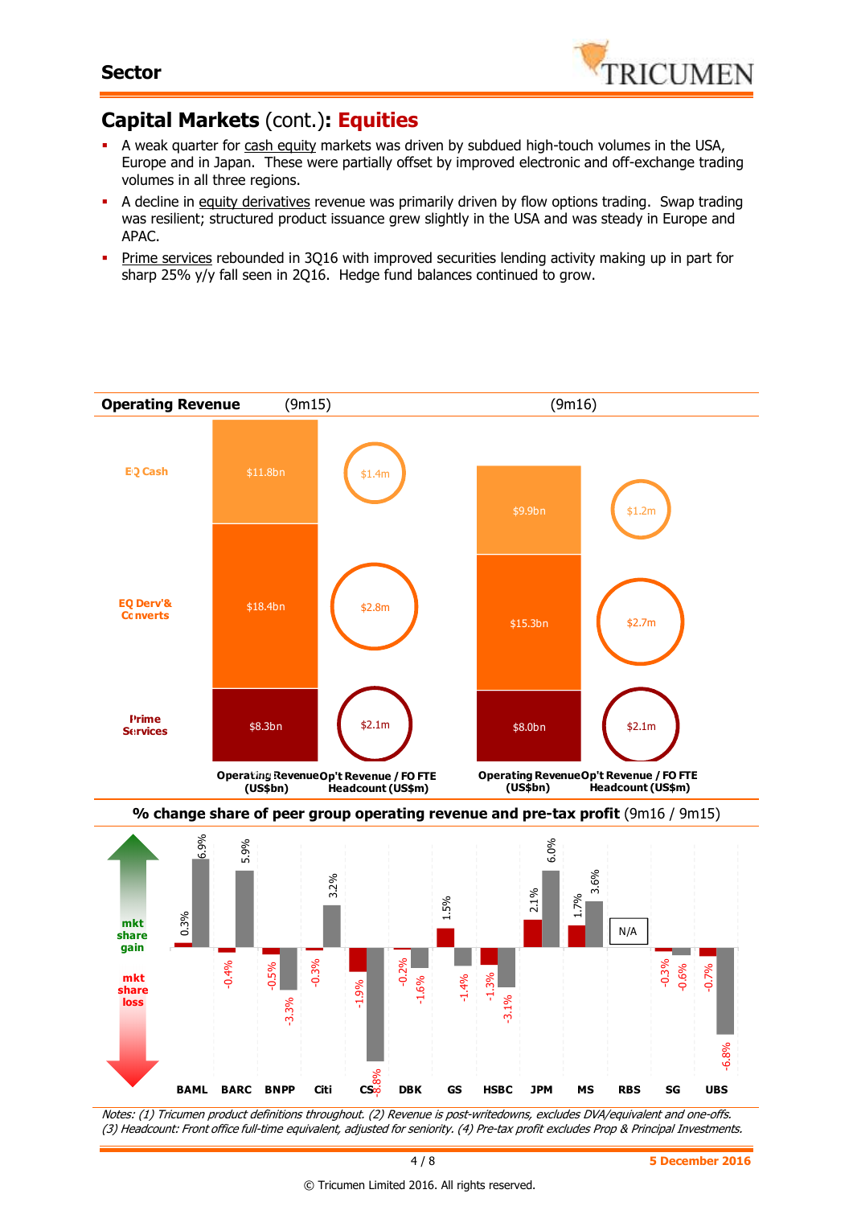## Capital Markets (cont.): **Equities**

- A weak quarter for cash equity markets was driven by subdued high-touch volumes in the USA, Europe and in Japan. These were partially offset by improved electronic and off-exchange trading volumes in all three regions.
- A decline in equity derivatives revenue was primarily driven by flow options trading. Swap trading was resilient; structured product issuance grew slightly in the USA and was steady in Europe and APAC.
- Prime services rebounded in 3Q16 with improved securities lending activity making up in part for sharp 25% y/y fall seen in 2Q16. Hedge fund balances continued to grow.

**Operating Revenue**

| | 9m15 Operating Revenue (US$bn) | 9m15 Op't Revenue / FO FTE Headcount (US$m) | 9m16 Operating Revenue (US$bn) | 9m16 Op't Revenue / FO FTE Headcount (US$m) |
|---|---|---|---|---|
| EQ Cash | $11.8bn | $1.4m | $9.9bn | $1.2m |
| EQ Derv'& Converts | $18.4bn | $2.8m | $15.3bn | $2.7m |
| Prime Services | $8.3bn | $2.1m | $8.0bn | $2.1m |

**% change share of peer group operating revenue and pre-tax profit** (9m16 / 9m15)

| | Operating revenue | Pre-tax profit |
|---|---|---|
| BAML | 0.3% | 6.9% |
| BARC | -0.4% | 5.9% |
| BNPP | -0.5% | -3.3% |
| Citi | -0.3% | 3.2% |
| CS | -1.9% | -8.8% |
| DBK | -0.2% | -1.6% |
| GS | 1.5% | -1.4% |
| HSBC | -1.3% | -3.1% |
| JPM | 2.1% | 6.0% |
| MS | 1.7% | 3.6% |
| RBS | N/A | N/A |
| SG | -0.3% | -0.6% |
| UBS | -0.7% | -6.8% |

*Notes: (1) Tricumen product definitions throughout. (2) Revenue is post-writedowns, excludes DVA/equivalent and one-offs. (3) Headcount: Front office full-time equivalent, adjusted for seniority. (4) Pre-tax profit excludes Prop & Principal Investments.*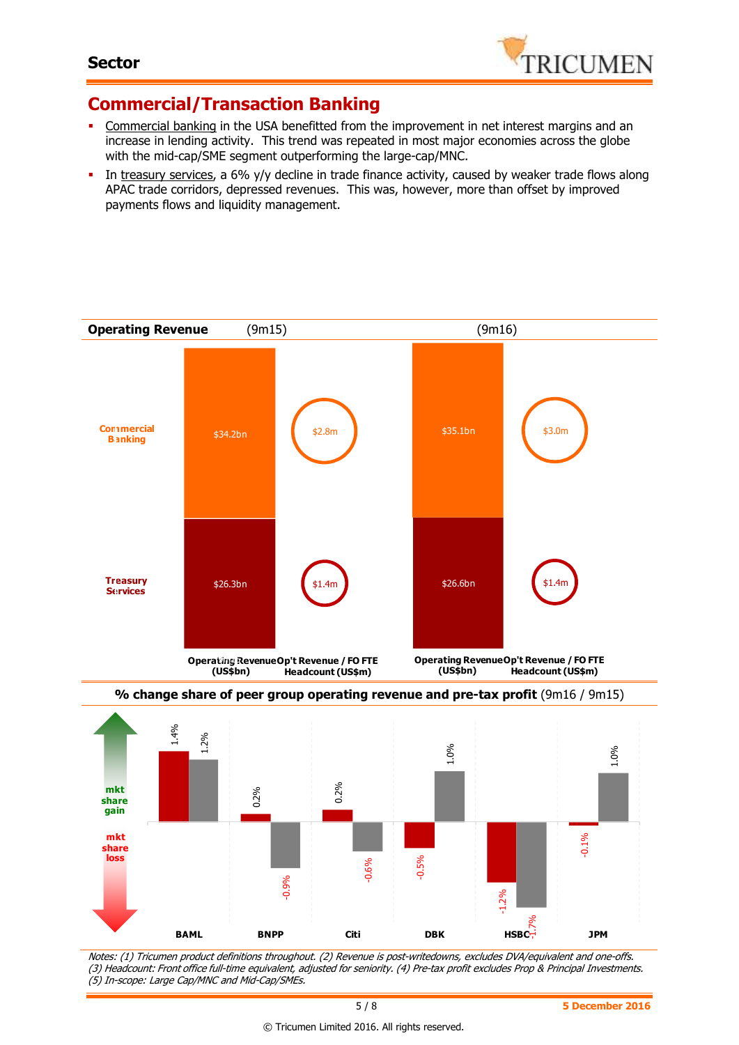## Commercial/Transaction Banking

- Commercial banking in the USA benefitted from the improvement in net interest margins and an increase in lending activity. This trend was repeated in most major economies across the globe with the mid-cap/SME segment outperforming the large-cap/MNC.
- In treasury services, a 6% y/y decline in trade finance activity, caused by weaker trade flows along APAC trade corridors, depressed revenues. This was, however, more than offset by improved payments flows and liquidity management.

**Operating Revenue**

| | 9m15 Operating Revenue (US$bn) | 9m15 Op't Revenue / FO FTE Headcount (US$m) | 9m16 Operating Revenue (US$bn) | 9m16 Op't Revenue / FO FTE Headcount (US$m) |
|---|---|---|---|---|
| Commercial Banking | $34.2bn | $2.8m | $35.1bn | $3.0m |
| Treasury Services | $26.3bn | $1.4m | $26.6bn | $1.4m |

**% change share of peer group operating revenue and pre-tax profit** (9m16 / 9m15)

| | Operating revenue | Pre-tax profit |
|---|---|---|
| BAML | 1.4% | 1.2% |
| BNPP | 0.2% | -0.9% |
| Citi | 0.2% | -0.6% |
| DBK | -0.5% | 1.0% |
| HSBC | -1.2% | -1.7% |
| JPM | -0.1% | 1.0% |

mkt share gain / mkt share loss

*Notes: (1) Tricumen product definitions throughout. (2) Revenue is post-writedowns, excludes DVA/equivalent and one-offs. (3) Headcount: Front office full-time equivalent, adjusted for seniority. (4) Pre-tax profit excludes Prop & Principal Investments. (5) In-scope: Large Cap/MNC and Mid-Cap/SMEs.*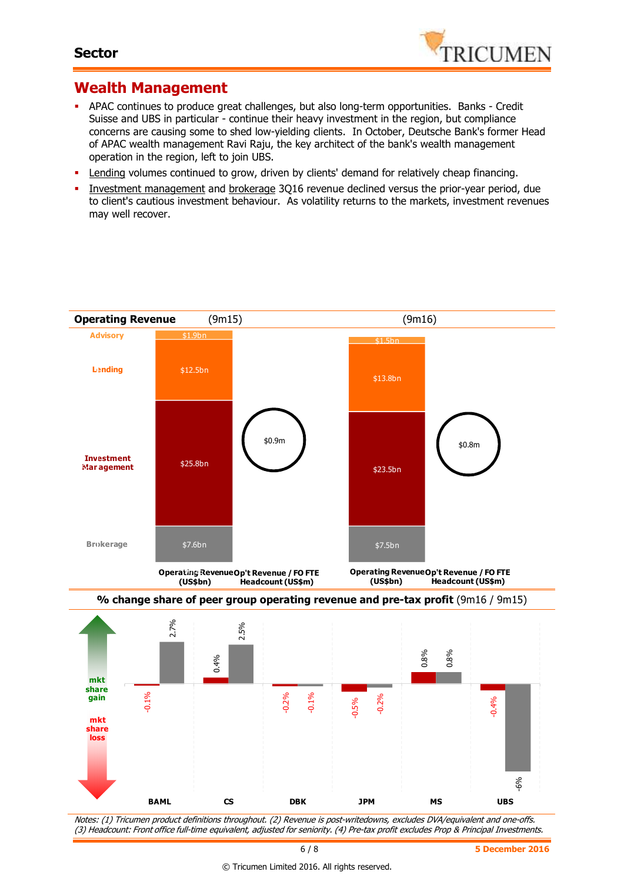## Sector

# Wealth Management

- APAC continues to produce great challenges, but also long-term opportunities. Banks - Credit Suisse and UBS in particular - continue their heavy investment in the region, but compliance concerns are causing some to shed low-yielding clients. In October, Deutsche Bank's former Head of APAC wealth management Ravi Raju, the key architect of the bank's wealth management operation in the region, left to join UBS.
- Lending volumes continued to grow, driven by clients' demand for relatively cheap financing.
- Investment management and brokerage 3Q16 revenue declined versus the prior-year period, due to client's cautious investment behaviour. As volatility returns to the markets, investment revenues may well recover.

**Operating Revenue** (9m15) (9m16)

| | Operating Revenue (US$bn) 9m15 | Operating Revenue (US$bn) 9m16 |
|---|---|---|
| Advisory | $1.9bn | $1.5bn |
| Lending | $12.5bn | $13.8bn |
| Investment Management | $25.8bn | $23.5bn |
| Brokerage | $7.6bn | $7.5bn |
| Op't Revenue / FO FTE Headcount (US$m) | $0.9m | $0.8m |

**% change share of peer group operating revenue and pre-tax profit** (9m16 / 9m15)

| | BAML | CS | DBK | JPM | MS | UBS |
|---|---|---|---|---|---|---|
| Operating revenue | -0.1% | 0.4% | -0.2% | -0.5% | 0.8% | -0.4% |
| Pre-tax profit | 2.7% | 2.5% | -0.1% | -0.2% | 0.8% | -6% |

mkt share gain / mkt share loss

*Notes: (1) Tricumen product definitions throughout. (2) Revenue is post-writedowns, excludes DVA/equivalent and one-offs. (3) Headcount: Front office full-time equivalent, adjusted for seniority. (4) Pre-tax profit excludes Prop & Principal Investments.*

5 December 2016

© Tricumen Limited 2016. All rights reserved.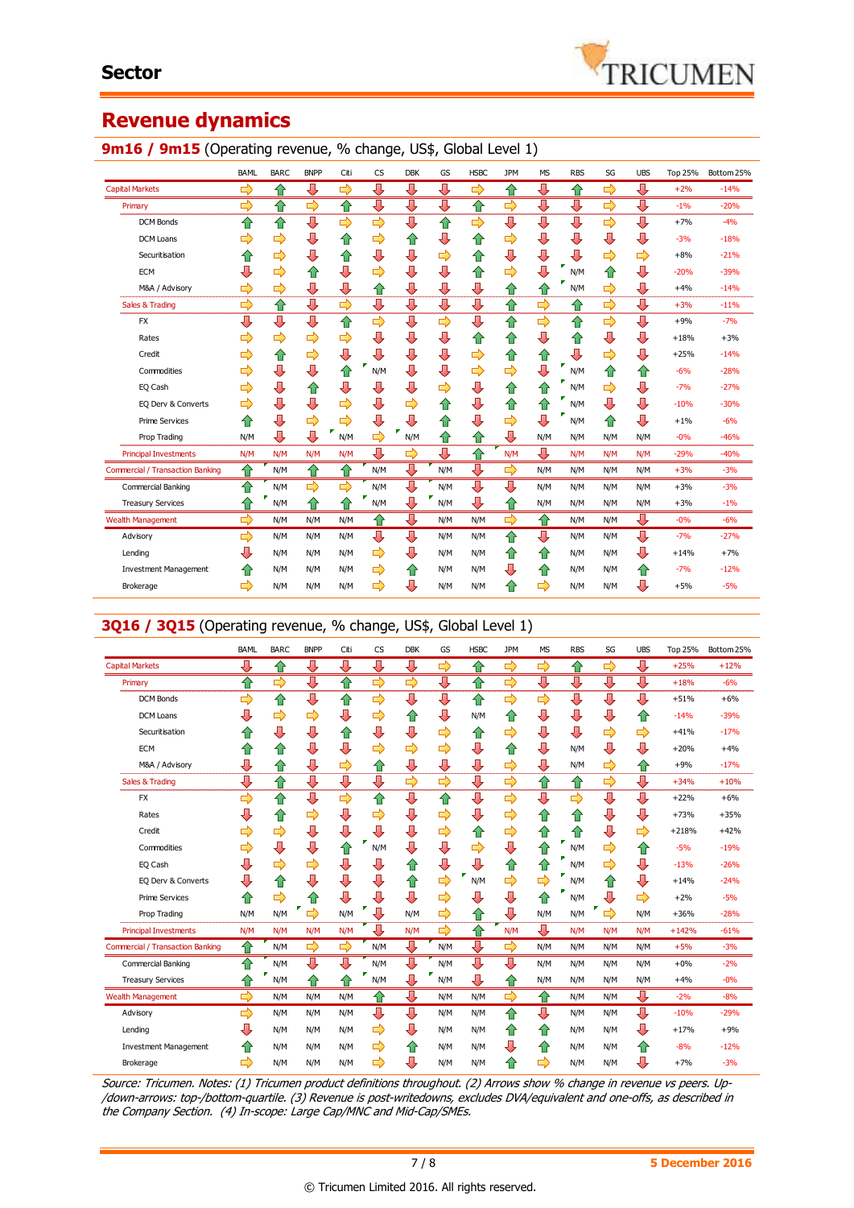# Sector

## Revenue dynamics

### 9m16 / 9m15 (Operating revenue, % change, US$, Global Level 1)

| | BAML | BARC | BNPP | Citi | CS | DBK | GS | HSBC | JPM | MS | RBS | SG | UBS | Top 25% | Bottom 25% |
|---|---|---|---|---|---|---|---|---|---|---|---|---|---|---|---|
| Capital Markets | → | ↑ | ↓ | → | ↓ | ↓ | ↓ | → | ↑ | ↓ | ↑ | → | ↓ | +2% | -14% |
| Primary | → | ↑ | → | ↑ | ↓ | ↓ | ↓ | ↑ | → | ↓ | ↓ | → | ↓ | -1% | -20% |
| DCM Bonds | ↑ | ↑ | ↓ | → | → | ↓ | ↑ | → | ↓ | ↓ | ↓ | → | ↓ | +7% | -4% |
| DCM Loans | → | → | ↓ | ↑ | → | ↑ | ↓ | ↑ | → | ↓ | ↓ | ↓ | ↓ | -3% | -18% |
| Securitisation | ↑ | → | ↓ | ↑ | ↓ | ↓ | → | ↑ | ↓ | ↓ | ↓ | → | → | +8% | -21% |
| ECM | ↓ | → | ↑ | ↓ | → | ↓ | ↓ | ↑ | → | ↓ | N/M | ↑ | ↓ | -20% | -39% |
| M&A / Advisory | → | → | ↓ | ↓ | ↑ | ↓ | ↓ | ↓ | ↑ | ↑ | N/M | → | ↓ | +4% | -14% |
| Sales & Trading | → | ↑ | ↓ | → | ↓ | ↓ | ↓ | ↓ | ↑ | → | ↑ | → | ↓ | +3% | -11% |
| FX | ↓ | ↓ | ↓ | ↑ | → | ↓ | → | ↓ | ↑ | → | ↑ | ↑ | ↓ | +9% | -7% |
| Rates | → | → | → | → | ↓ | ↓ | ↓ | ↑ | ↑ | ↓ | ↑ | ↓ | ↓ | +18% | +3% |
| Credit | → | ↑ | → | ↓ | ↓ | ↓ | ↓ | → | ↑ | ↑ | ↓ | → | ↓ | +25% | -14% |
| Commodities | → | ↓ | ↓ | ↑ | N/M | ↓ | ↓ | → | → | ↓ | N/M | ↑ | ↑ | -6% | -28% |
| EQ Cash | → | ↓ | ↑ | ↓ | ↓ | ↓ | → | ↓ | ↑ | ↑ | N/M | → | ↓ | -7% | -27% |
| EQ Derv & Converts | → | ↓ | ↓ | → | ↓ | → | ↑ | ↓ | ↑ | ↑ | N/M | ↓ | ↓ | -10% | -30% |
| Prime Services | ↑ | ↓ | → | → | ↓ | ↓ | ↑ | ↓ | → | ↓ | N/M | ↑ | ↓ | +1% | -6% |
| Prop Trading | N/M | ↓ | ↓ | N/M | → | N/M | ↑ | ↑ | ↓ | N/M | N/M | N/M | N/M | -0% | -46% |
| Principal Investments | N/M | N/M | N/M | N/M | ↓ | → | ↓ | ↑ | N/M | ↓ | N/M | N/M | N/M | -29% | -40% |
| Commercial / Transaction Banking | ↑ | N/M | ↑ | ↑ | N/M | ↓ | N/M | ↓ | → | N/M | N/M | N/M | N/M | +3% | -3% |
| Commercial Banking | ↑ | N/M | → | → | N/M | ↓ | N/M | ↓ | ↓ | N/M | N/M | N/M | N/M | +3% | -3% |
| Treasury Services | ↑ | N/M | ↑ | ↑ | N/M | ↓ | N/M | ↓ | ↑ | N/M | N/M | N/M | N/M | +3% | -1% |
| Wealth Management | → | N/M | N/M | N/M | ↑ | ↓ | N/M | N/M | → | ↑ | N/M | N/M | ↓ | -0% | -6% |
| Advisory | → | N/M | N/M | N/M | ↓ | ↓ | N/M | N/M | ↑ | ↓ | N/M | N/M | ↓ | -7% | -27% |
| Lending | ↓ | N/M | N/M | N/M | → | ↓ | N/M | N/M | ↑ | ↑ | N/M | N/M | ↓ | +14% | +7% |
| Investment Management | ↑ | N/M | N/M | N/M | → | ↑ | N/M | N/M | ↓ | ↑ | N/M | N/M | ↑ | -7% | -12% |
| Brokerage | → | N/M | N/M | N/M | → | ↓ | N/M | N/M | ↑ | → | N/M | N/M | ↓ | +5% | -5% |

### 3Q16 / 3Q15 (Operating revenue, % change, US$, Global Level 1)

| | BAML | BARC | BNPP | Citi | CS | DBK | GS | HSBC | JPM | MS | RBS | SG | UBS | Top 25% | Bottom 25% |
|---|---|---|---|---|---|---|---|---|---|---|---|---|---|---|---|
| Capital Markets | ↓ | ↑ | ↓ | ↓ | ↓ | ↓ | → | ↑ | → | → | ↑ | → | ↓ | +25% | +12% |
| Primary | ↑ | → | ↓ | ↓ | → | → | ↓ | ↑ | → | ↓ | ↓ | ↓ | ↓ | +18% | -6% |
| DCM Bonds | → | ↑ | ↓ | ↑ | → | ↓ | ↓ | ↑ | → | → | ↓ | ↓ | ↓ | +51% | +6% |
| DCM Loans | ↓ | → | → | ↓ | → | ↑ | ↓ | N/M | ↑ | ↓ | ↓ | ↓ | ↑ | -14% | -39% |
| Securitisation | ↑ | ↓ | ↓ | ↑ | ↓ | ↓ | → | ↑ | → | ↓ | ↓ | → | → | +41% | -17% |
| ECM | ↑ | ↑ | ↓ | ↓ | → | ↓ | → | ↓ | ↑ | ↓ | N/M | ↓ | ↓ | +20% | +4% |
| M&A / Advisory | ↓ | ↑ | ↓ | → | ↑ | ↓ | ↓ | ↓ | → | ↓ | N/M | → | ↑ | +9% | -17% |
| Sales & Trading | ↓ | ↑ | ↓ | ↓ | ↓ | → | → | ↓ | → | ↑ | ↑ | → | ↓ | +34% | +10% |
| FX | → | ↑ | ↓ | → | ↑ | ↓ | ↑ | ↓ | → | ↓ | → | ↓ | ↓ | +22% | +6% |
| Rates | ↓ | ↑ | → | ↓ | → | ↓ | → | ↓ | → | ↑ | ↑ | ↓ | ↓ | +73% | +35% |
| Credit | → | → | ↓ | ↓ | ↓ | ↓ | → | ↑ | → | ↑ | ↑ | ↓ | → | +218% | +42% |
| Commodities | → | ↓ | ↓ | ↑ | N/M | ↓ | ↓ | → | ↓ | ↑ | N/M | → | ↑ | -5% | -19% |
| EQ Cash | ↓ | ↑ | → | ↓ | ↓ | ↑ | ↓ | ↓ | ↑ | ↑ | N/M | ↓ | ↓ | -13% | -26% |
| EQ Derv & Converts | ↓ | ↑ | ↓ | ↓ | ↓ | ↑ | → | N/M | ↓ | → | N/M | ↑ | ↓ | +14% | -24% |
| Prime Services | ↑ | → | ↑ | ↓ | ↓ | ↓ | → | ↓ | ↓ | ↑ | N/M | ↓ | → | +2% | -5% |
| Prop Trading | N/M | N/M | → | N/M | ↓ | N/M | → | ↑ | ↓ | N/M | N/M | → | N/M | +36% | -28% |
| Principal Investments | N/M | N/M | N/M | N/M | ↓ | N/M | → | ↑ | N/M | ↓ | N/M | N/M | N/M | +142% | -61% |
| Commercial / Transaction Banking | ↑ | N/M | → | ↑ | N/M | ↓ | N/M | ↓ | ↑ | N/M | N/M | N/M | N/M | +5% | -3% |
| Commercial Banking | ↑ | N/M | ↓ | ↓ | N/M | ↓ | N/M | ↓ | ↓ | N/M | N/M | N/M | N/M | +0% | -2% |
| Treasury Services | ↑ | N/M | ↑ | ↑ | N/M | ↓ | N/M | ↓ | ↑ | N/M | N/M | N/M | N/M | +4% | -0% |
| Wealth Management | → | N/M | N/M | N/M | ↑ | ↓ | N/M | N/M | → | ↑ | N/M | N/M | ↓ | -2% | -8% |
| Advisory | → | N/M | N/M | N/M | ↓ | ↓ | N/M | N/M | ↑ | ↓ | N/M | N/M | ↓ | -10% | -29% |
| Lending | ↓ | N/M | N/M | N/M | → | ↓ | N/M | N/M | ↑ | ↑ | N/M | N/M | ↓ | +17% | +9% |
| Investment Management | ↑ | N/M | N/M | N/M | → | ↑ | N/M | N/M | ↓ | ↑ | N/M | N/M | ↑ | -8% | -12% |
| Brokerage | → | N/M | N/M | N/M | → | ↓ | N/M | N/M | ↑ | → | N/M | N/M | ↓ | +7% | -3% |

*Source: Tricumen. Notes: (1) Tricumen product definitions throughout. (2) Arrows show % change in revenue vs peers. Up-/down-arrows: top-/bottom-quartile. (3) Revenue is post-writedowns, excludes DVA/equivalent and one-offs, as described in the Company Section. (4) In-scope: Large Cap/MNC and Mid-Cap/SMEs.*

5 December 2016

© Tricumen Limited 2016. All rights reserved.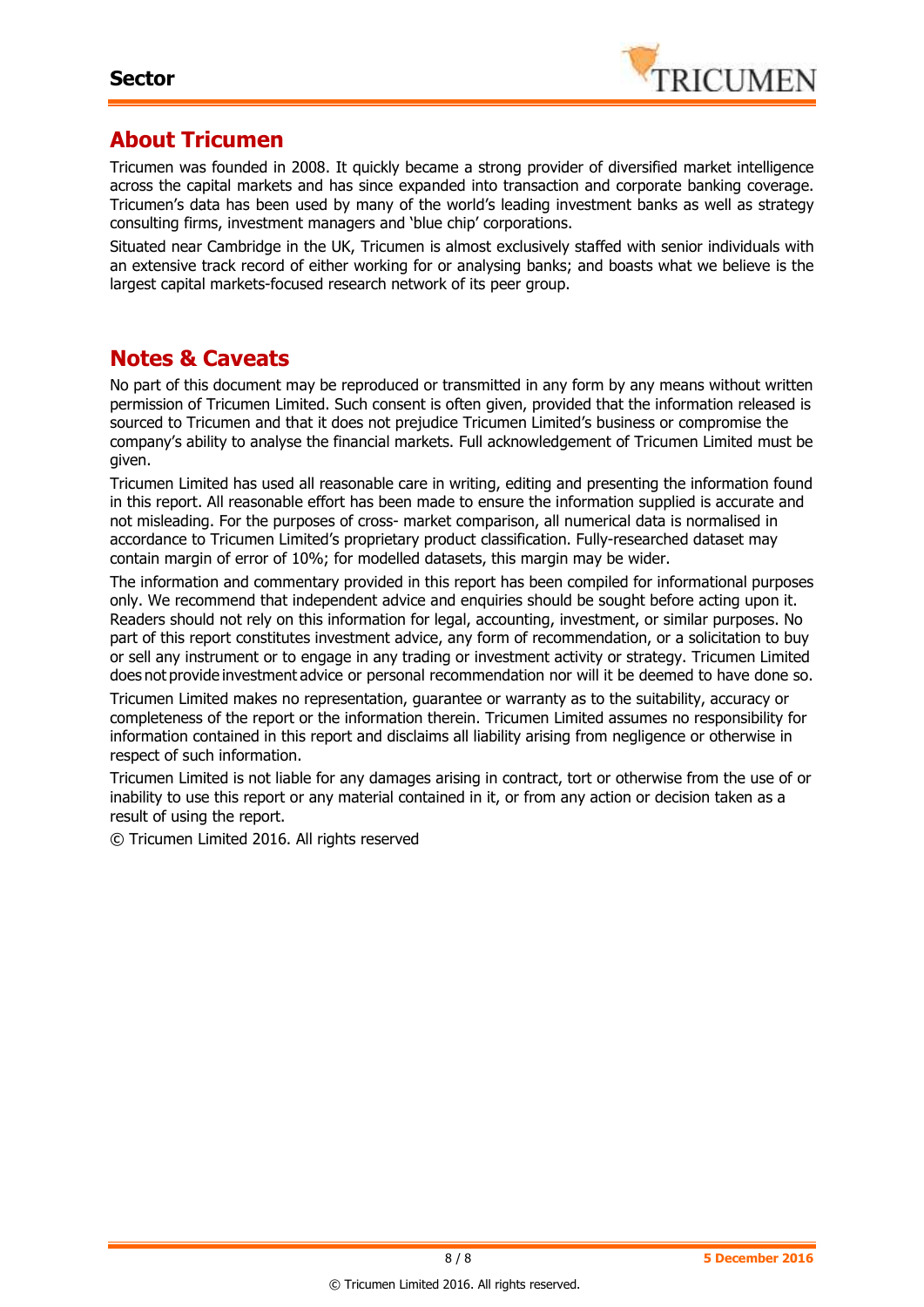## About Tricumen

Tricumen was founded in 2008. It quickly became a strong provider of diversified market intelligence across the capital markets and has since expanded into transaction and corporate banking coverage. Tricumen's data has been used by many of the world's leading investment banks as well as strategy consulting firms, investment managers and 'blue chip' corporations.

Situated near Cambridge in the UK, Tricumen is almost exclusively staffed with senior individuals with an extensive track record of either working for or analysing banks; and boasts what we believe is the largest capital markets-focused research network of its peer group.

## Notes & Caveats

No part of this document may be reproduced or transmitted in any form by any means without written permission of Tricumen Limited. Such consent is often given, provided that the information released is sourced to Tricumen and that it does not prejudice Tricumen Limited's business or compromise the company's ability to analyse the financial markets. Full acknowledgement of Tricumen Limited must be given.

Tricumen Limited has used all reasonable care in writing, editing and presenting the information found in this report. All reasonable effort has been made to ensure the information supplied is accurate and not misleading. For the purposes of cross- market comparison, all numerical data is normalised in accordance to Tricumen Limited's proprietary product classification. Fully-researched dataset may contain margin of error of 10%; for modelled datasets, this margin may be wider.

The information and commentary provided in this report has been compiled for informational purposes only. We recommend that independent advice and enquiries should be sought before acting upon it. Readers should not rely on this information for legal, accounting, investment, or similar purposes. No part of this report constitutes investment advice, any form of recommendation, or a solicitation to buy or sell any instrument or to engage in any trading or investment activity or strategy. Tricumen Limited does not provide investment advice or personal recommendation nor will it be deemed to have done so.

Tricumen Limited makes no representation, guarantee or warranty as to the suitability, accuracy or completeness of the report or the information therein. Tricumen Limited assumes no responsibility for information contained in this report and disclaims all liability arising from negligence or otherwise in respect of such information.

Tricumen Limited is not liable for any damages arising in contract, tort or otherwise from the use of or inability to use this report or any material contained in it, or from any action or decision taken as a result of using the report.

© Tricumen Limited 2016. All rights reserved